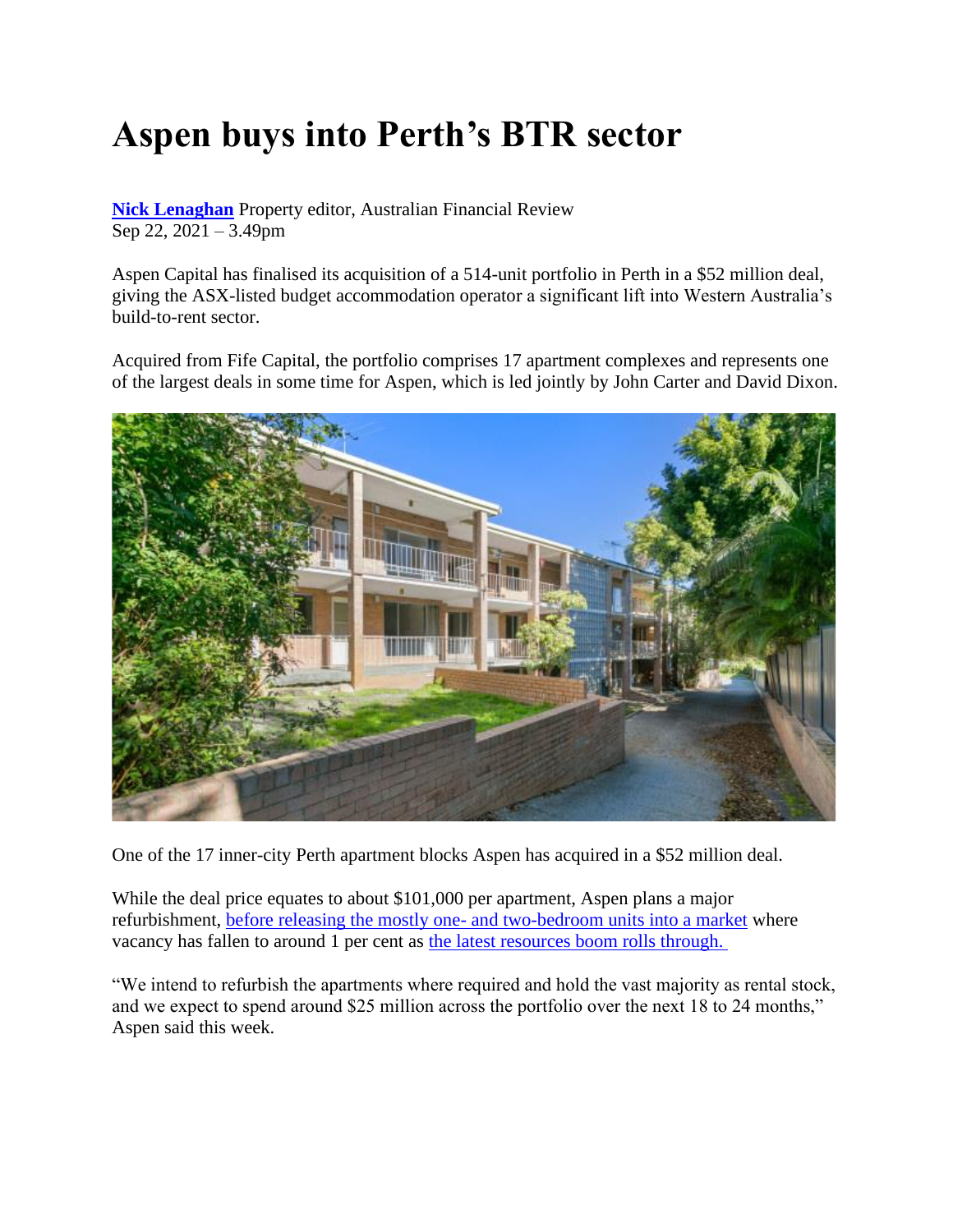# Aspen buys into Perth's BTR sector

**Nick Lenaghan** Property editor, Australian Financial Review
Sep 22, 2021 – 3.49pm

Aspen Capital has finalised its acquisition of a 514-unit portfolio in Perth in a $52 million deal, giving the ASX-listed budget accommodation operator a significant lift into Western Australia's build-to-rent sector.

Acquired from Fife Capital, the portfolio comprises 17 apartment complexes and represents one of the largest deals in some time for Aspen, which is led jointly by John Carter and David Dixon.

One of the 17 inner-city Perth apartment blocks Aspen has acquired in a $52 million deal.

While the deal price equates to about $101,000 per apartment, Aspen plans a major refurbishment, before releasing the mostly one- and two-bedroom units into a market where vacancy has fallen to around 1 per cent as the latest resources boom rolls through.

"We intend to refurbish the apartments where required and hold the vast majority as rental stock, and we expect to spend around $25 million across the portfolio over the next 18 to 24 months," Aspen said this week.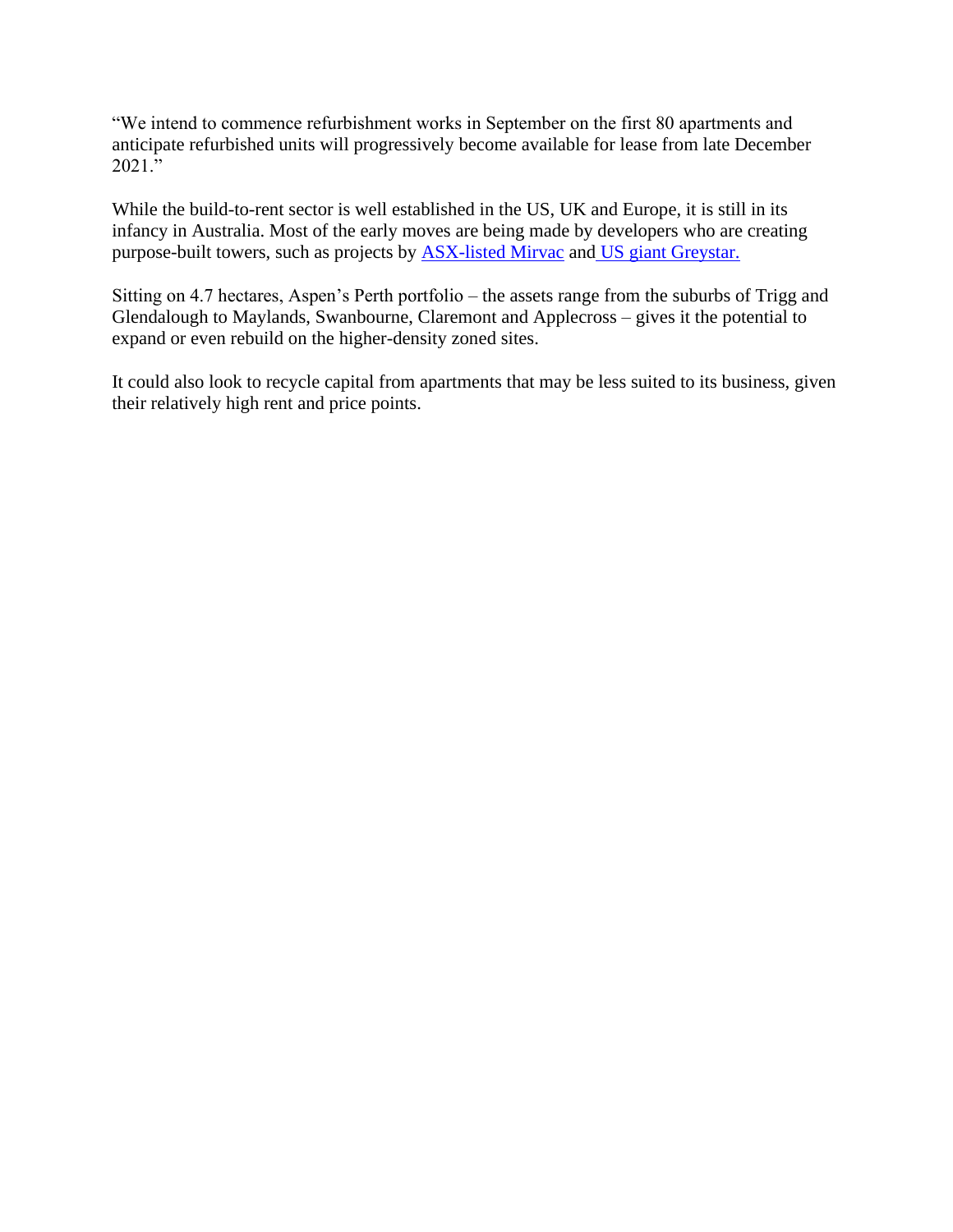"We intend to commence refurbishment works in September on the first 80 apartments and anticipate refurbished units will progressively become available for lease from late December 2021."

While the build-to-rent sector is well established in the US, UK and Europe, it is still in its infancy in Australia. Most of the early moves are being made by developers who are creating purpose-built towers, such as projects by ASX-listed Mirvac and US giant Greystar.

Sitting on 4.7 hectares, Aspen's Perth portfolio – the assets range from the suburbs of Trigg and Glendalough to Maylands, Swanbourne, Claremont and Applecross – gives it the potential to expand or even rebuild on the higher-density zoned sites.

It could also look to recycle capital from apartments that may be less suited to its business, given their relatively high rent and price points.